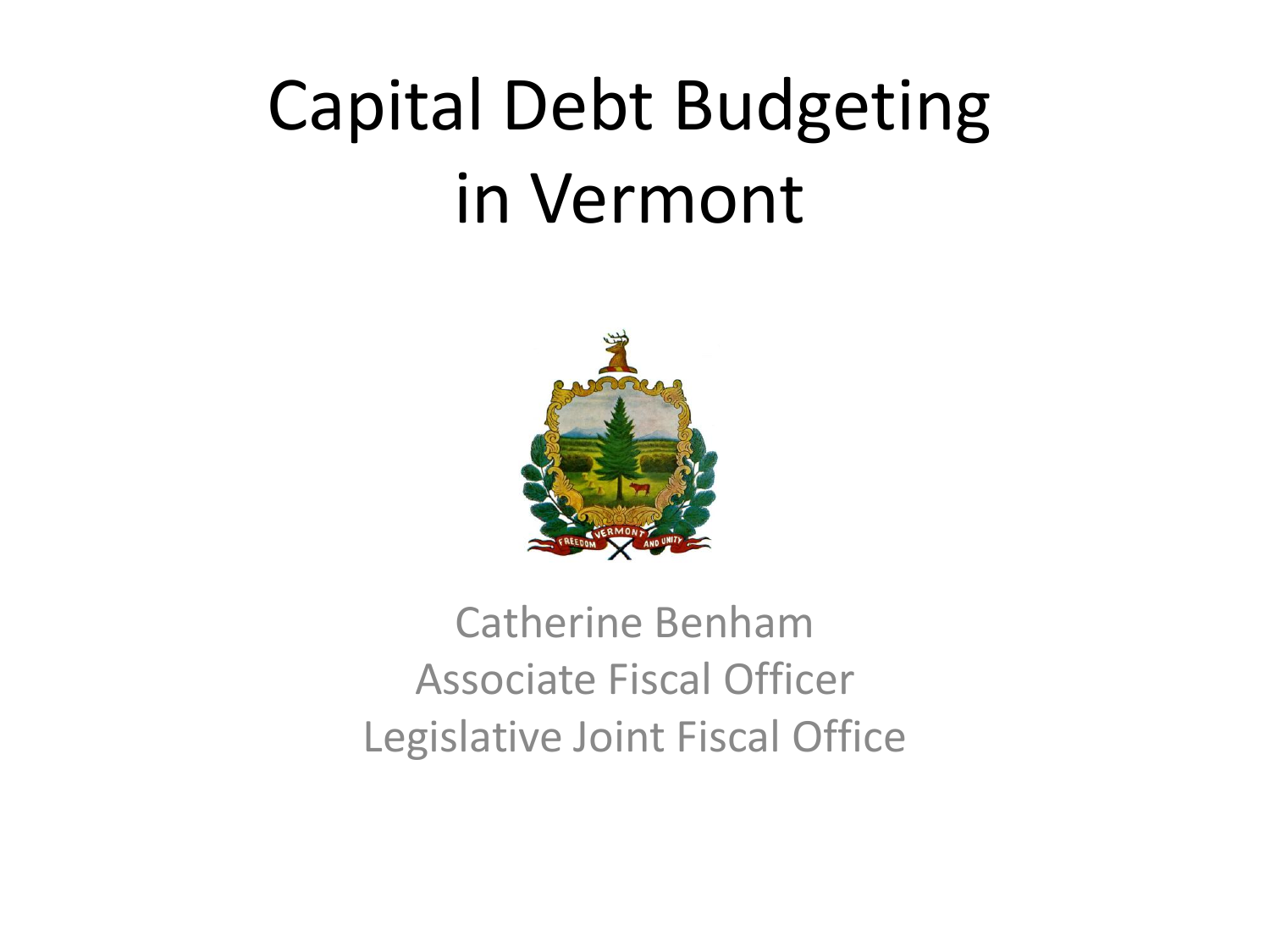# Capital Debt Budgeting in Vermont

Catherine Benham
Associate Fiscal Officer
Legislative Joint Fiscal Office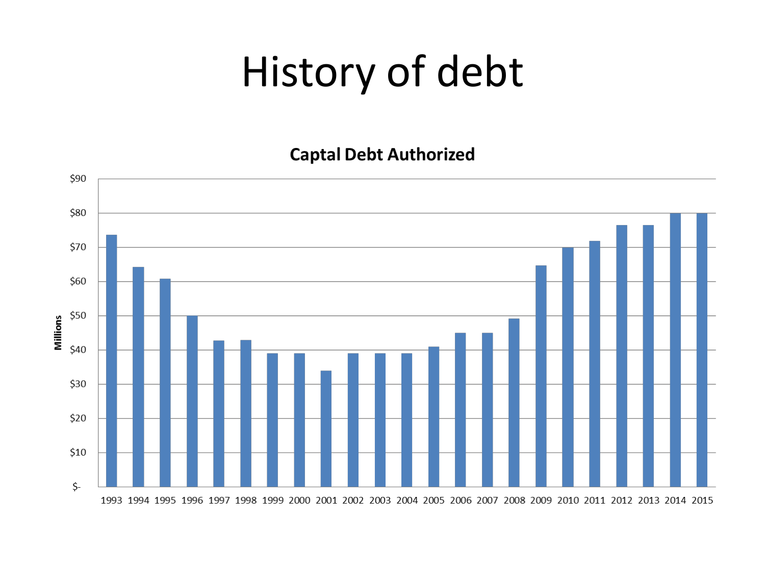# History of debt

**Captal Debt Authorized**

| Year | Millions |
|---|---|
| 1993 | ~$73.5 |
| 1994 | ~$64 |
| 1995 | ~$61 |
| 1996 | ~$50 |
| 1997 | ~$43 |
| 1998 | ~$43 |
| 1999 | ~$39 |
| 2000 | ~$39 |
| 2001 | ~$34 |
| 2002 | ~$39 |
| 2003 | ~$39 |
| 2004 | ~$39 |
| 2005 | ~$41 |
| 2006 | ~$45 |
| 2007 | ~$45 |
| 2008 | ~$49 |
| 2009 | ~$65 |
| 2010 | ~$70 |
| 2011 | ~$72 |
| 2012 | ~$76.5 |
| 2013 | ~$76.5 |
| 2014 | ~$80 |
| 2015 | ~$80 |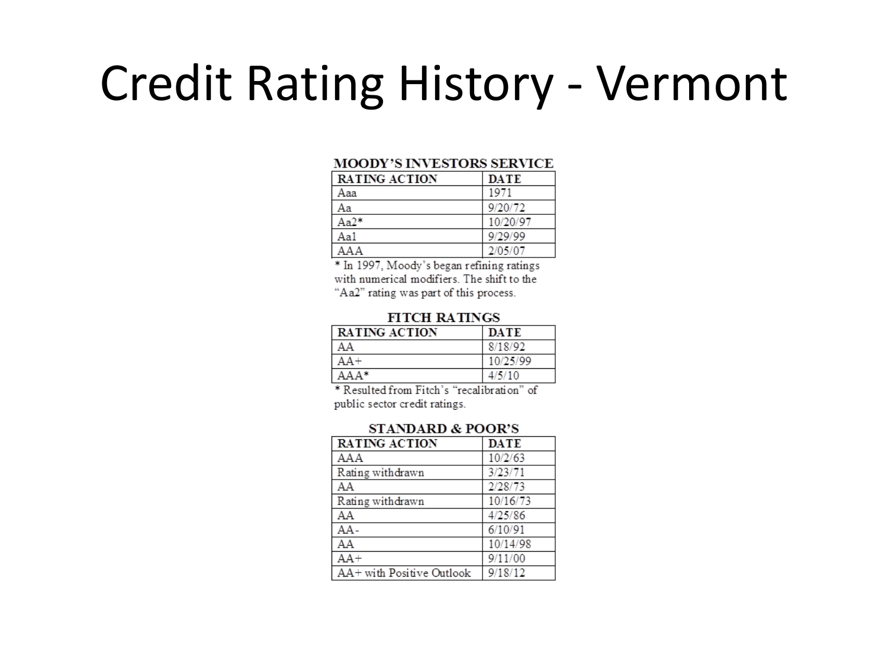# Credit Rating History - Vermont

### MOODY'S INVESTORS SERVICE

| RATING ACTION | DATE |
|---|---|
| Aaa | 1971 |
| Aa | 9/20/72 |
| Aa2* | 10/20/97 |
| Aa1 | 9/29/99 |
| AAA | 2/05/07 |

* In 1997, Moody's began refining ratings with numerical modifiers. The shift to the "Aa2" rating was part of this process.

### FITCH RATINGS

| RATING ACTION | DATE |
|---|---|
| AA | 8/18/92 |
| AA+ | 10/25/99 |
| AAA* | 4/5/10 |

* Resulted from Fitch's "recalibration" of public sector credit ratings.

### STANDARD & POOR'S

| RATING ACTION | DATE |
|---|---|
| AAA | 10/2/63 |
| Rating withdrawn | 3/23/71 |
| AA | 2/28/73 |
| Rating withdrawn | 10/16/73 |
| AA | 4/25/86 |
| AA- | 6/10/91 |
| AA | 10/14/98 |
| AA+ | 9/11/00 |
| AA+ with Positive Outlook | 9/18/12 |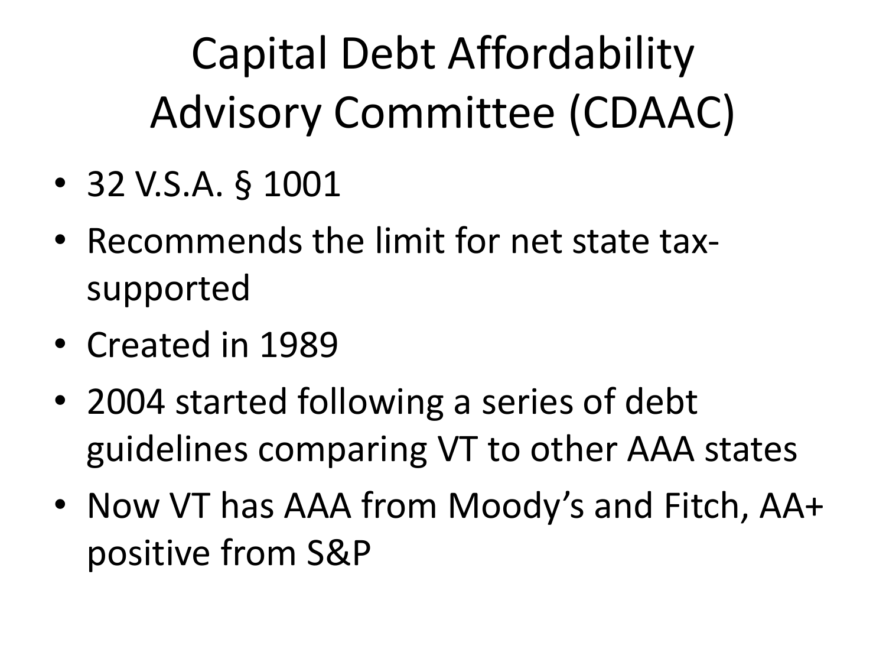# Capital Debt Affordability Advisory Committee (CDAAC)

- 32 V.S.A. § 1001
- Recommends the limit for net state tax-supported
- Created in 1989
- 2004 started following a series of debt guidelines comparing VT to other AAA states
- Now VT has AAA from Moody's and Fitch, AA+ positive from S&P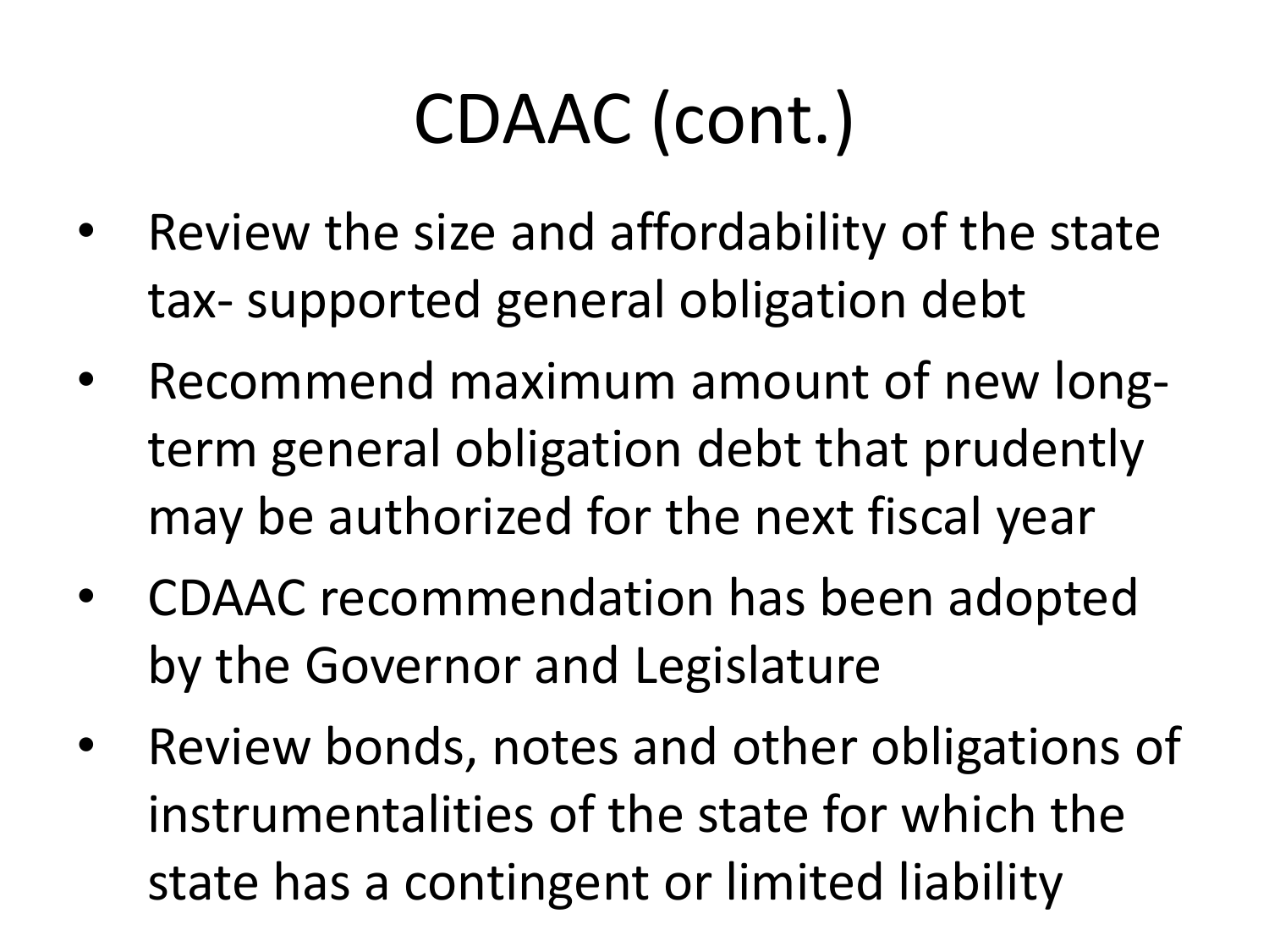# CDAAC (cont.)

- Review the size and affordability of the state tax- supported general obligation debt
- Recommend maximum amount of new long-term general obligation debt that prudently may be authorized for the next fiscal year
- CDAAC recommendation has been adopted by the Governor and Legislature
- Review bonds, notes and other obligations of instrumentalities of the state for which the state has a contingent or limited liability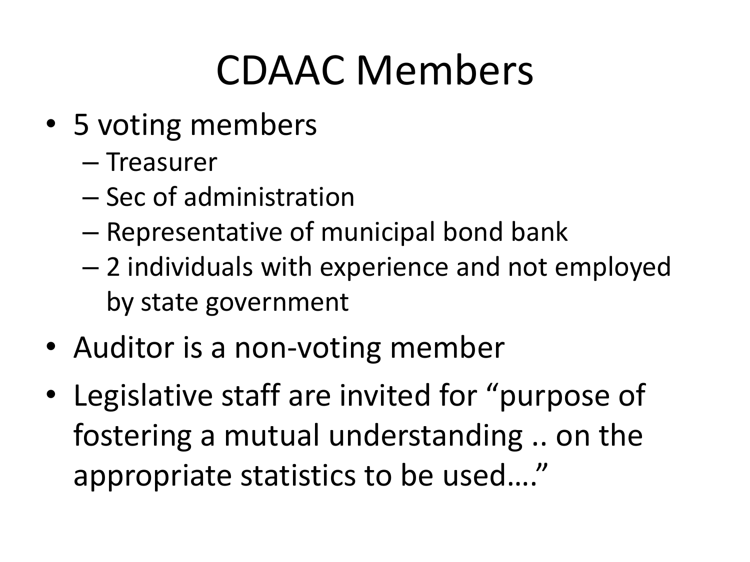# CDAAC Members

- 5 voting members
  - Treasurer
  - Sec of administration
  - Representative of municipal bond bank
  - 2 individuals with experience and not employed by state government
- Auditor is a non-voting member
- Legislative staff are invited for "purpose of fostering a mutual understanding .. on the appropriate statistics to be used…."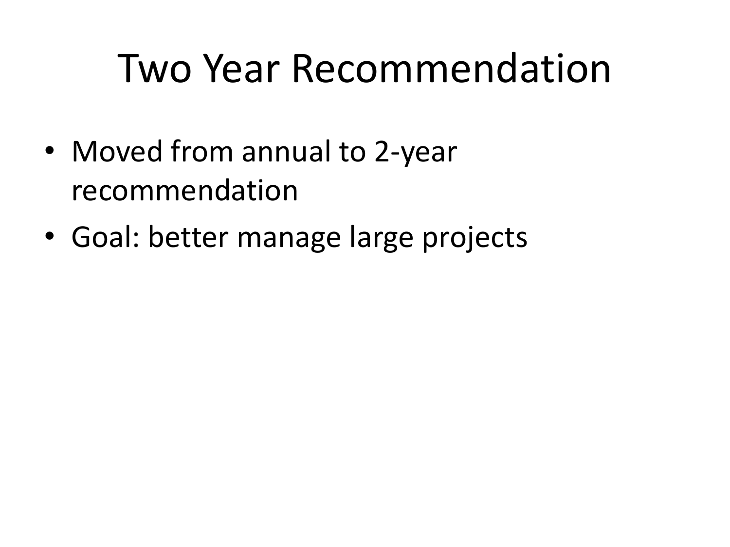# Two Year Recommendation

- Moved from annual to 2-year recommendation
- Goal: better manage large projects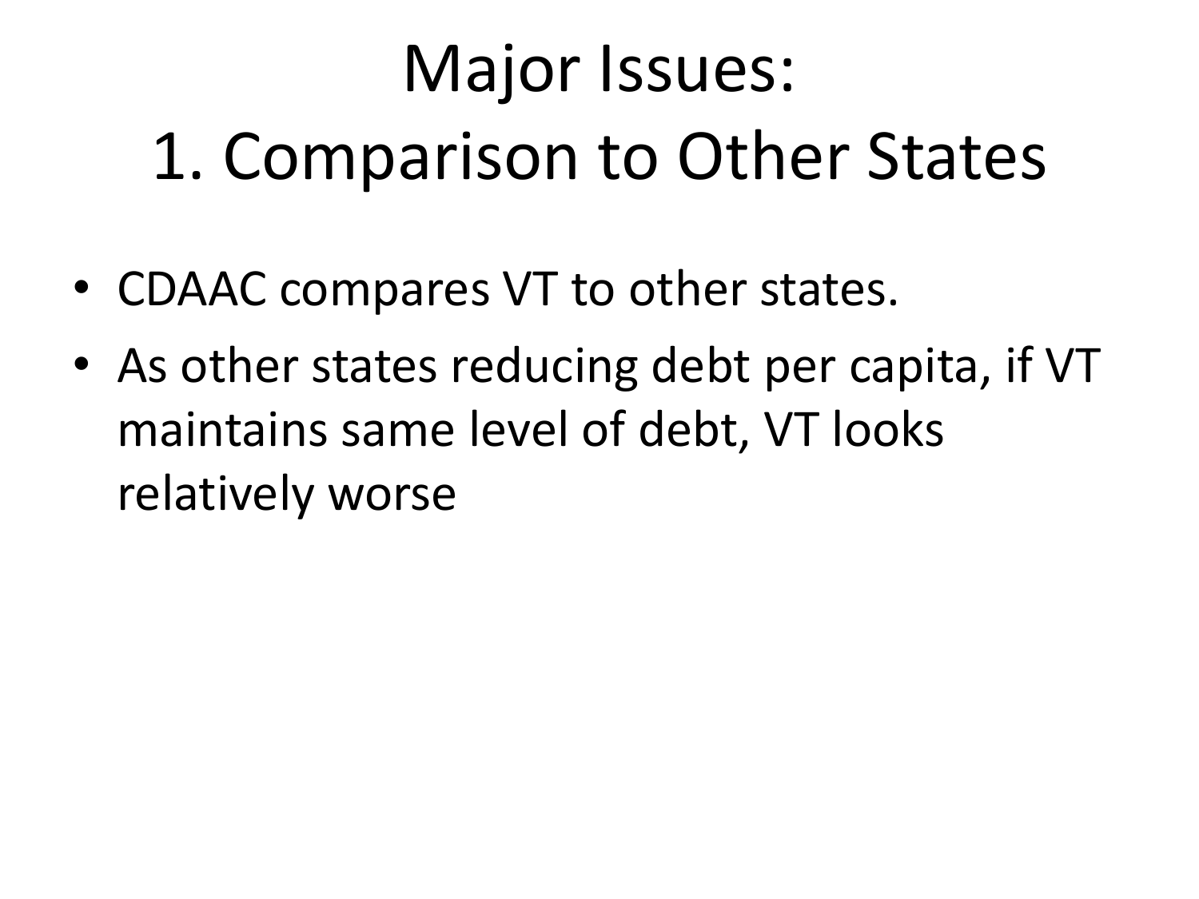# Major Issues:
# 1. Comparison to Other States

- CDAAC compares VT to other states.
- As other states reducing debt per capita, if VT maintains same level of debt, VT looks relatively worse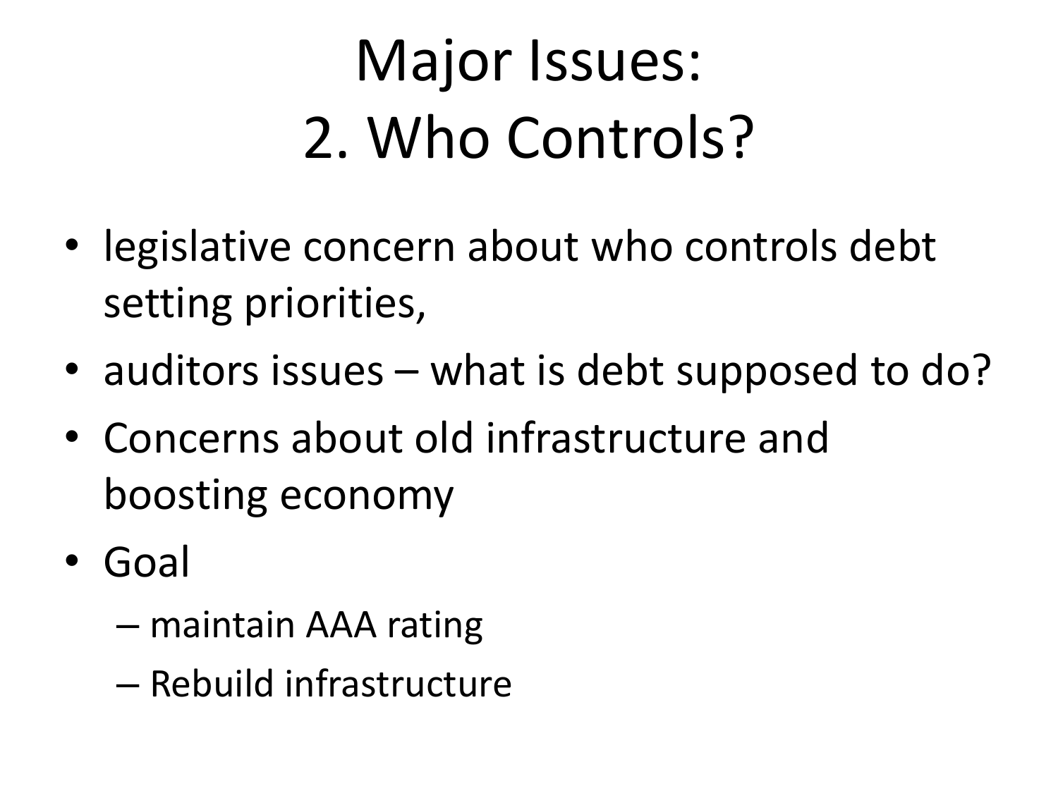# Major Issues:
# 2. Who Controls?

- legislative concern about who controls debt setting priorities,
- auditors issues – what is debt supposed to do?
- Concerns about old infrastructure and boosting economy
- Goal
  - maintain AAA rating
  - Rebuild infrastructure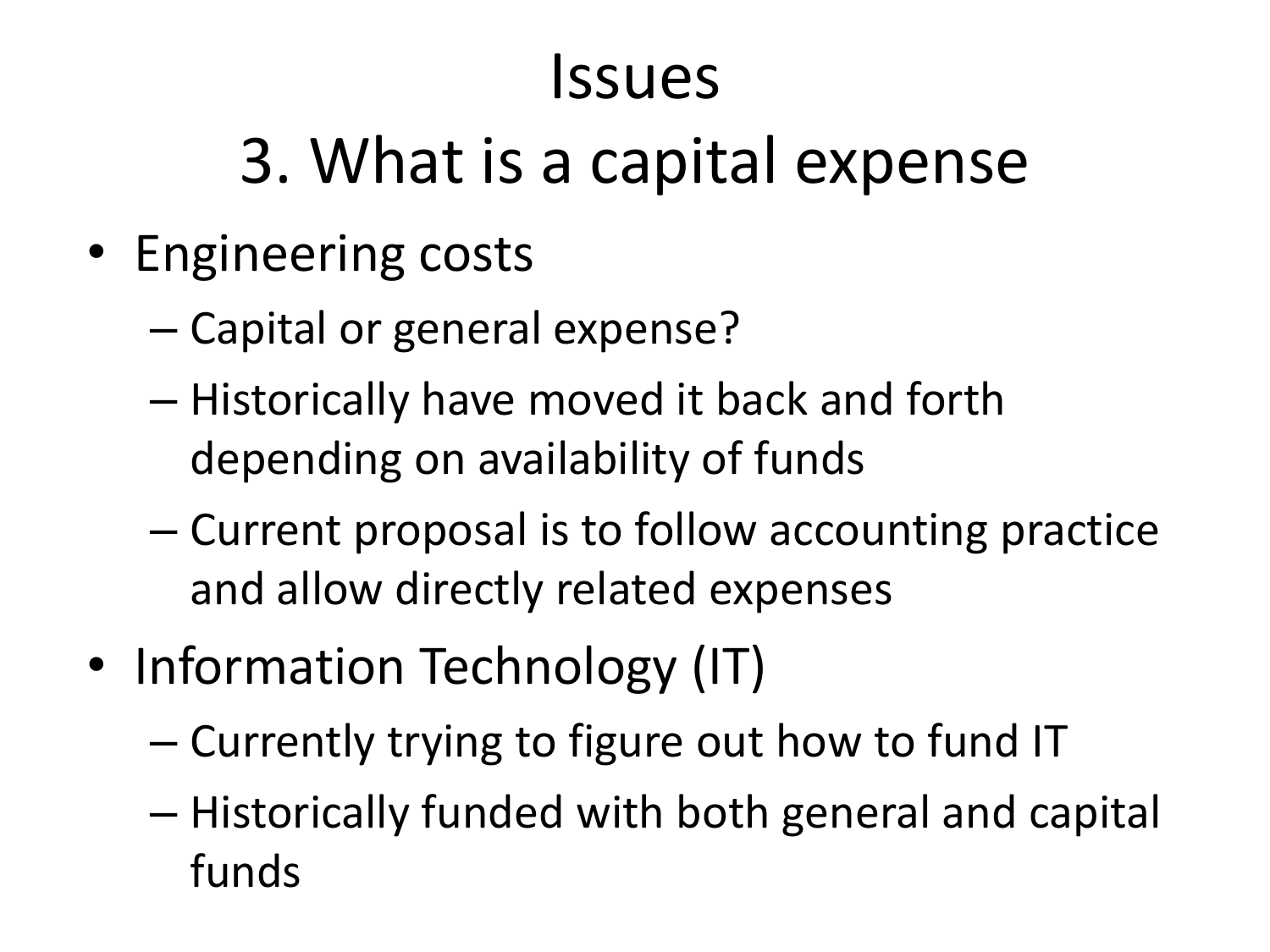# Issues

## 3. What is a capital expense

- Engineering costs
  - Capital or general expense?
  - Historically have moved it back and forth depending on availability of funds
  - Current proposal is to follow accounting practice and allow directly related expenses
- Information Technology (IT)
  - Currently trying to figure out how to fund IT
  - Historically funded with both general and capital funds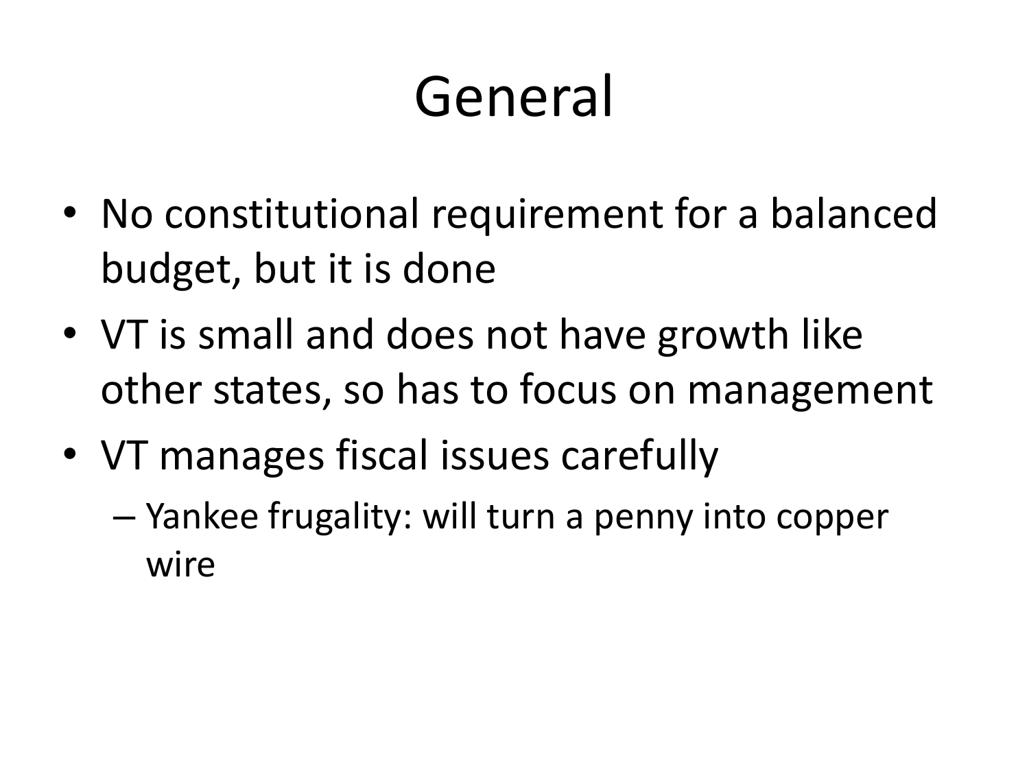# General

- No constitutional requirement for a balanced budget, but it is done
- VT is small and does not have growth like other states, so has to focus on management
- VT manages fiscal issues carefully
  - Yankee frugality: will turn a penny into copper wire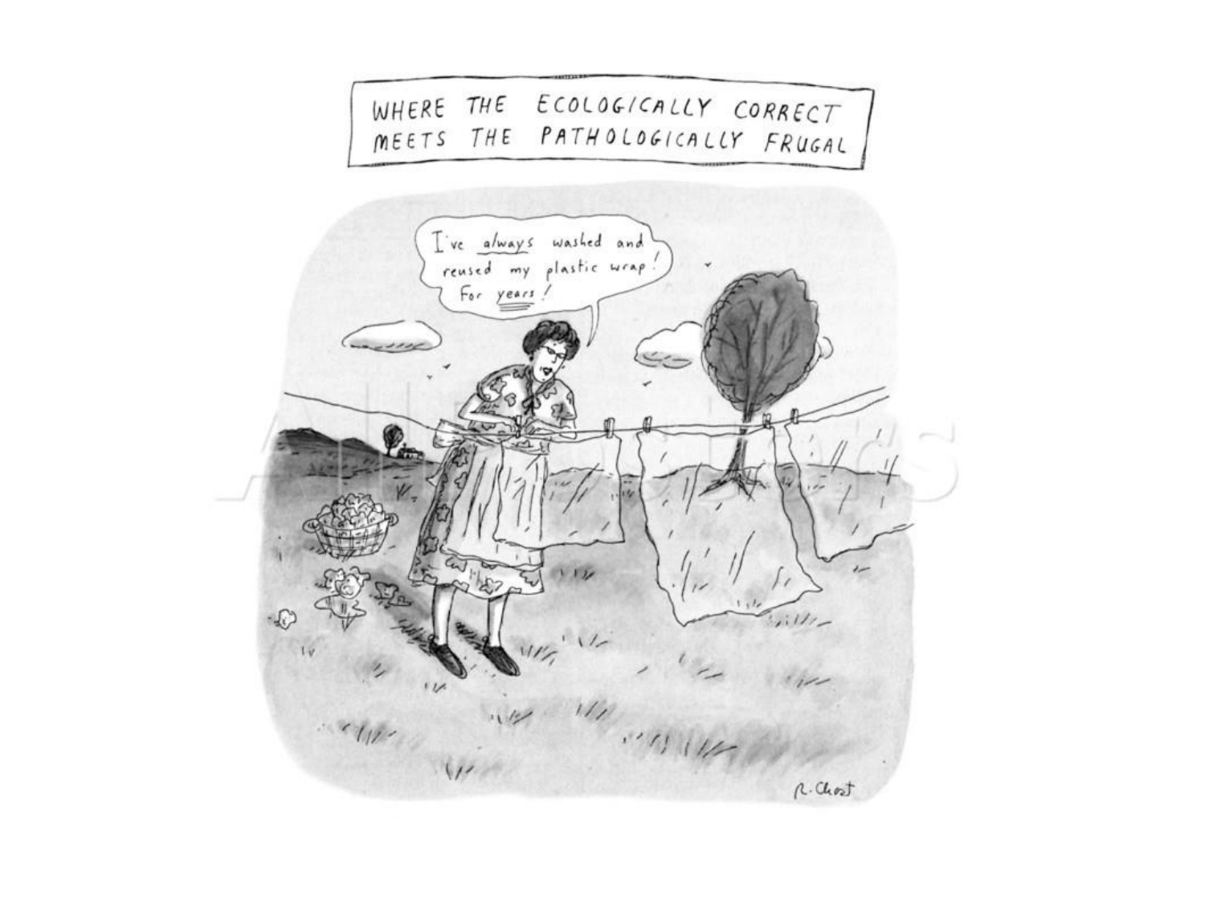WHERE THE ECOLOGICALLY CORRECT MEETS THE PATHOLOGICALLY FRUGAL

I've *always* washed and reused my plastic wrap! For *years*!

R. Chast